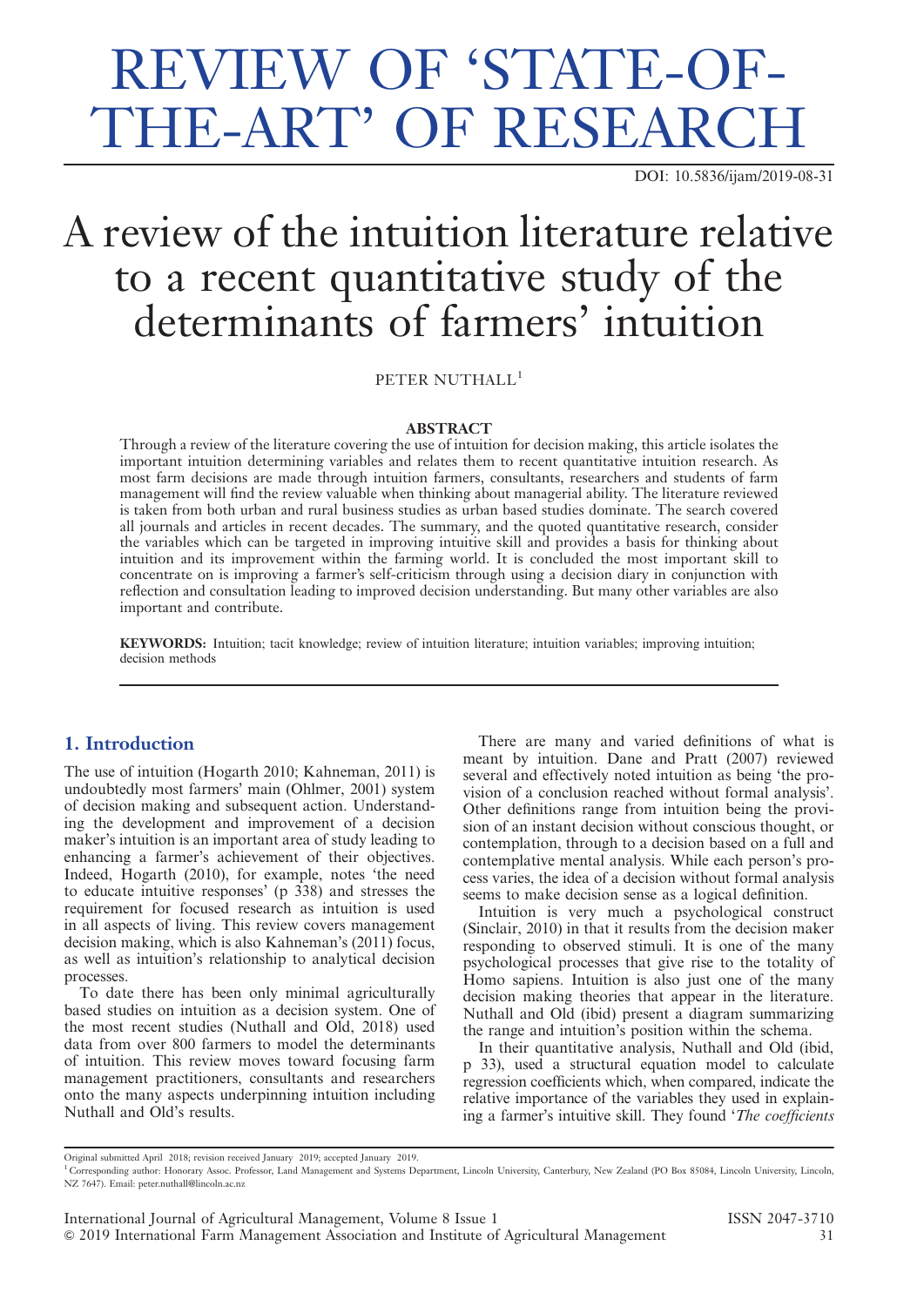# REVIEW OF 'STATE-OF-THE-ART' OF RESEARCH

DOI: 10.5836/ijam/2019-08-31

# A review of the intuition literature relative to a recent quantitative study of the determinants of farmers' intuition

PETER NUTHALL[1]

### ABSTRACT

Through a review of the literature covering the use of intuition for decision making, this article isolates the important intuition determining variables and relates them to recent quantitative intuition research. As most farm decisions are made through intuition farmers, consultants, researchers and students of farm management will find the review valuable when thinking about managerial ability. The literature reviewed is taken from both urban and rural business studies as urban based studies dominate. The search covered all journals and articles in recent decades. The summary, and the quoted quantitative research, consider the variables which can be targeted in improving intuitive skill and provides a basis for thinking about intuition and its improvement within the farming world. It is concluded the most important skill to concentrate on is improving a farmer's self-criticism through using a decision diary in conjunction with reflection and consultation leading to improved decision understanding. But many other variables are also important and contribute.

**KEYWORDS:** Intuition; tacit knowledge; review of intuition literature; intuition variables; improving intuition; decision methods

## 1. Introduction

The use of intuition (Hogarth 2010; Kahneman, 2011) is undoubtedly most farmers' main (Ohlmer, 2001) system of decision making and subsequent action. Understanding the development and improvement of a decision maker's intuition is an important area of study leading to enhancing a farmer's achievement of their objectives. Indeed, Hogarth (2010), for example, notes 'the need to educate intuitive responses' (p 338) and stresses the requirement for focused research as intuition is used in all aspects of living. This review covers management decision making, which is also Kahneman's (2011) focus, as well as intuition's relationship to analytical decision processes.

To date there has been only minimal agriculturally based studies on intuition as a decision system. One of the most recent studies (Nuthall and Old, 2018) used data from over 800 farmers to model the determinants of intuition. This review moves toward focusing farm management practitioners, consultants and researchers onto the many aspects underpinning intuition including Nuthall and Old's results.

There are many and varied definitions of what is meant by intuition. Dane and Pratt (2007) reviewed several and effectively noted intuition as being 'the provision of a conclusion reached without formal analysis'. Other definitions range from intuition being the provision of an instant decision without conscious thought, or contemplation, through to a decision based on a full and contemplative mental analysis. While each person's process varies, the idea of a decision without formal analysis seems to make decision sense as a logical definition.

Intuition is very much a psychological construct (Sinclair, 2010) in that it results from the decision maker responding to observed stimuli. It is one of the many psychological processes that give rise to the totality of Homo sapiens. Intuition is also just one of the many decision making theories that appear in the literature. Nuthall and Old (ibid) present a diagram summarizing the range and intuition's position within the schema.

In their quantitative analysis, Nuthall and Old (ibid, p 33), used a structural equation model to calculate regression coefficients which, when compared, indicate the relative importance of the variables they used in explaining a farmer's intuitive skill. They found '*The coefficients*

Original submitted April 2018; revision received January 2019; accepted January 2019.

[1] Corresponding author: Honorary Assoc. Professor, Land Management and Systems Department, Lincoln University, Canterbury, New Zealand (PO Box 85084, Lincoln University, Lincoln, NZ 7647). Email: peter.nuthall@lincoln.ac.nz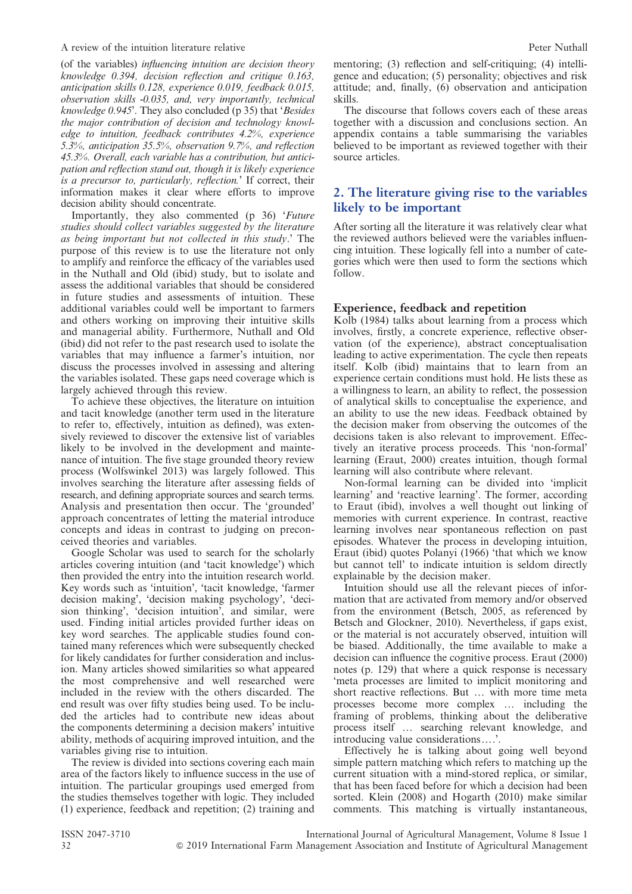(of the variables) *influencing intuition are decision theory knowledge 0.394, decision reflection and critique 0.163, anticipation skills 0.128, experience 0.019, feedback 0.015, observation skills -0.035, and, very importantly, technical knowledge 0.945*'. They also concluded (p 35) that '*Besides the major contribution of decision and technology knowledge to intuition, feedback contributes 4.2%, experience 5.3%, anticipation 35.5%, observation 9.7%, and reflection 45.3%. Overall, each variable has a contribution, but anticipation and reflection stand out, though it is likely experience is a precursor to, particularly, reflection.*' If correct, their information makes it clear where efforts to improve decision ability should concentrate.

Importantly, they also commented (p 36) '*Future studies should collect variables suggested by the literature as being important but not collected in this study.*' The purpose of this review is to use the literature not only to amplify and reinforce the efficacy of the variables used in the Nuthall and Old (ibid) study, but to isolate and assess the additional variables that should be considered in future studies and assessments of intuition. These additional variables could well be important to farmers and others working on improving their intuitive skills and managerial ability. Furthermore, Nuthall and Old (ibid) did not refer to the past research used to isolate the variables that may influence a farmer's intuition, nor discuss the processes involved in assessing and altering the variables isolated. These gaps need coverage which is largely achieved through this review.

To achieve these objectives, the literature on intuition and tacit knowledge (another term used in the literature to refer to, effectively, intuition as defined), was extensively reviewed to discover the extensive list of variables likely to be involved in the development and maintenance of intuition. The five stage grounded theory review process (Wolfswinkel 2013) was largely followed. This involves searching the literature after assessing fields of research, and defining appropriate sources and search terms. Analysis and presentation then occur. The 'grounded' approach concentrates of letting the material introduce concepts and ideas in contrast to judging on preconceived theories and variables.

Google Scholar was used to search for the scholarly articles covering intuition (and 'tacit knowledge') which then provided the entry into the intuition research world. Key words such as 'intuition', 'tacit knowledge, 'farmer decision making', 'decision making psychology', 'decision thinking', 'decision intuition', and similar, were used. Finding initial articles provided further ideas on key word searches. The applicable studies found contained many references which were subsequently checked for likely candidates for further consideration and inclusion. Many articles showed similarities so what appeared the most comprehensive and well researched were included in the review with the others discarded. The end result was over fifty studies being used. To be included the articles had to contribute new ideas about the components determining a decision makers' intuitive ability, methods of acquiring improved intuition, and the variables giving rise to intuition.

The review is divided into sections covering each main area of the factors likely to influence success in the use of intuition. The particular groupings used emerged from the studies themselves together with logic. They included (1) experience, feedback and repetition; (2) training and mentoring; (3) reflection and self-critiquing; (4) intelligence and education; (5) personality; objectives and risk attitude; and, finally, (6) observation and anticipation skills.

The discourse that follows covers each of these areas together with a discussion and conclusions section. An appendix contains a table summarising the variables believed to be important as reviewed together with their source articles.

## 2. The literature giving rise to the variables likely to be important

After sorting all the literature it was relatively clear what the reviewed authors believed were the variables influencing intuition. These logically fell into a number of categories which were then used to form the sections which follow.

### Experience, feedback and repetition

Kolb (1984) talks about learning from a process which involves, firstly, a concrete experience, reflective observation (of the experience), abstract conceptualisation leading to active experimentation. The cycle then repeats itself. Kolb (ibid) maintains that to learn from an experience certain conditions must hold. He lists these as a willingness to learn, an ability to reflect, the possession of analytical skills to conceptualise the experience, and an ability to use the new ideas. Feedback obtained by the decision maker from observing the outcomes of the decisions taken is also relevant to improvement. Effectively an iterative process proceeds. This 'non-formal' learning (Eraut, 2000) creates intuition, though formal learning will also contribute where relevant.

Non-formal learning can be divided into 'implicit learning' and 'reactive learning'. The former, according to Eraut (ibid), involves a well thought out linking of memories with current experience. In contrast, reactive learning involves near spontaneous reflection on past episodes. Whatever the process in developing intuition, Eraut (ibid) quotes Polanyi (1966) 'that which we know but cannot tell' to indicate intuition is seldom directly explainable by the decision maker.

Intuition should use all the relevant pieces of information that are activated from memory and/or observed from the environment (Betsch, 2005, as referenced by Betsch and Glockner, 2010). Nevertheless, if gaps exist, or the material is not accurately observed, intuition will be biased. Additionally, the time available to make a decision can influence the cognitive process. Eraut (2000) notes (p. 129) that where a quick response is necessary 'meta processes are limited to implicit monitoring and short reactive reflections. But … with more time meta processes become more complex … including the framing of problems, thinking about the deliberative process itself … searching relevant knowledge, and introducing value considerations….'.

Effectively he is talking about going well beyond simple pattern matching which refers to matching up the current situation with a mind-stored replica, or similar, that has been faced before for which a decision had been sorted. Klein (2008) and Hogarth (2010) make similar comments. This matching is virtually instantaneous,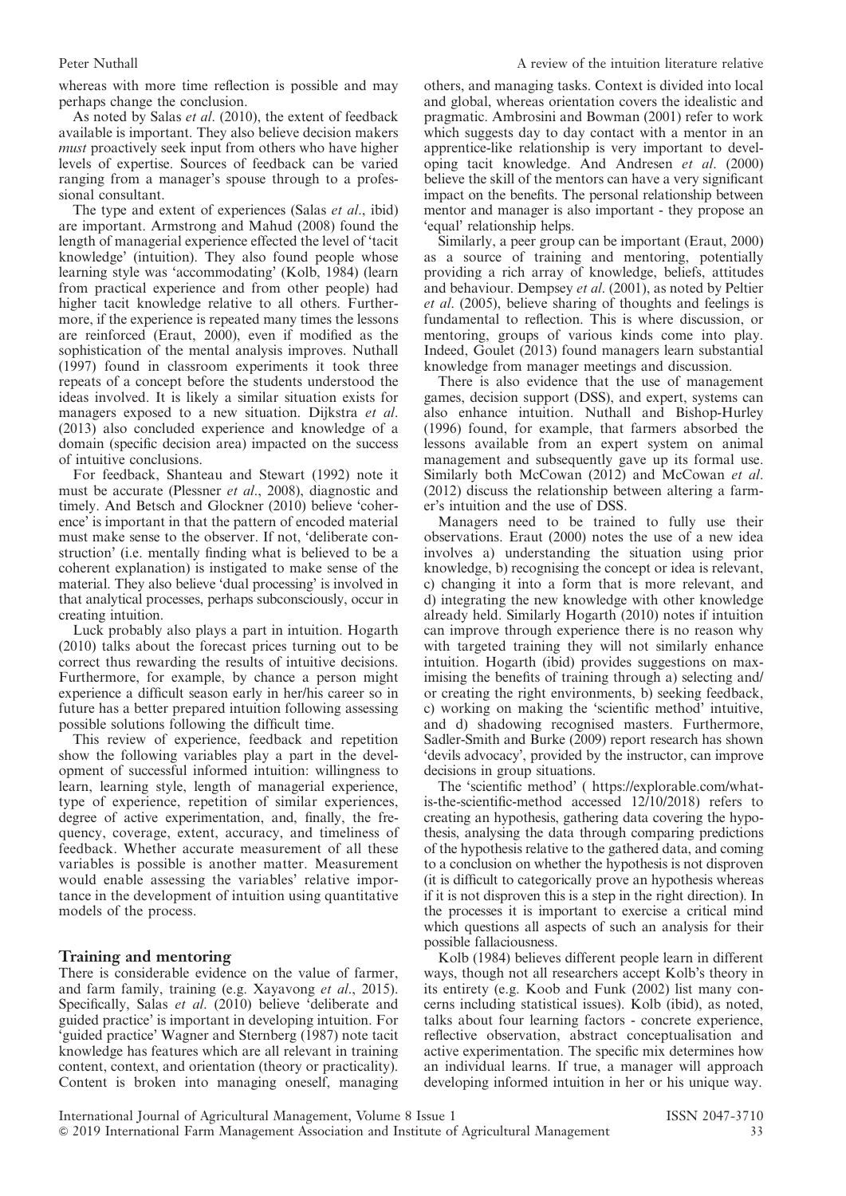whereas with more time reflection is possible and may perhaps change the conclusion.

As noted by Salas *et al*. (2010), the extent of feedback available is important. They also believe decision makers *must* proactively seek input from others who have higher levels of expertise. Sources of feedback can be varied ranging from a manager's spouse through to a professional consultant.

The type and extent of experiences (Salas *et al*., ibid) are important. Armstrong and Mahud (2008) found the length of managerial experience effected the level of 'tacit knowledge' (intuition). They also found people whose learning style was 'accommodating' (Kolb, 1984) (learn from practical experience and from other people) had higher tacit knowledge relative to all others. Furthermore, if the experience is repeated many times the lessons are reinforced (Eraut, 2000), even if modified as the sophistication of the mental analysis improves. Nuthall (1997) found in classroom experiments it took three repeats of a concept before the students understood the ideas involved. It is likely a similar situation exists for managers exposed to a new situation. Dijkstra *et al*. (2013) also concluded experience and knowledge of a domain (specific decision area) impacted on the success of intuitive conclusions.

For feedback, Shanteau and Stewart (1992) note it must be accurate (Plessner *et al*., 2008), diagnostic and timely. And Betsch and Glockner (2010) believe 'coherence' is important in that the pattern of encoded material must make sense to the observer. If not, 'deliberate construction' (i.e. mentally finding what is believed to be a coherent explanation) is instigated to make sense of the material. They also believe 'dual processing' is involved in that analytical processes, perhaps subconsciously, occur in creating intuition.

Luck probably also plays a part in intuition. Hogarth (2010) talks about the forecast prices turning out to be correct thus rewarding the results of intuitive decisions. Furthermore, for example, by chance a person might experience a difficult season early in her/his career so in future has a better prepared intuition following assessing possible solutions following the difficult time.

This review of experience, feedback and repetition show the following variables play a part in the development of successful informed intuition: willingness to learn, learning style, length of managerial experience, type of experience, repetition of similar experiences, degree of active experimentation, and, finally, the frequency, coverage, extent, accuracy, and timeliness of feedback. Whether accurate measurement of all these variables is possible is another matter. Measurement would enable assessing the variables' relative importance in the development of intuition using quantitative models of the process.

## Training and mentoring

There is considerable evidence on the value of farmer, and farm family, training (e.g. Xayavong *et al*., 2015). Specifically, Salas *et al*. (2010) believe 'deliberate and guided practice' is important in developing intuition. For 'guided practice' Wagner and Sternberg (1987) note tacit knowledge has features which are all relevant in training content, context, and orientation (theory or practicality). Content is broken into managing oneself, managing others, and managing tasks. Context is divided into local and global, whereas orientation covers the idealistic and pragmatic. Ambrosini and Bowman (2001) refer to work which suggests day to day contact with a mentor in an apprentice-like relationship is very important to developing tacit knowledge. And Andresen *et al*. (2000) believe the skill of the mentors can have a very significant impact on the benefits. The personal relationship between mentor and manager is also important - they propose an 'equal' relationship helps.

Similarly, a peer group can be important (Eraut, 2000) as a source of training and mentoring, potentially providing a rich array of knowledge, beliefs, attitudes and behaviour. Dempsey *et al*. (2001), as noted by Peltier *et al*. (2005), believe sharing of thoughts and feelings is fundamental to reflection. This is where discussion, or mentoring, groups of various kinds come into play. Indeed, Goulet (2013) found managers learn substantial knowledge from manager meetings and discussion.

There is also evidence that the use of management games, decision support (DSS), and expert, systems can also enhance intuition. Nuthall and Bishop-Hurley (1996) found, for example, that farmers absorbed the lessons available from an expert system on animal management and subsequently gave up its formal use. Similarly both McCowan (2012) and McCowan *et al*. (2012) discuss the relationship between altering a farmer's intuition and the use of DSS.

Managers need to be trained to fully use their observations. Eraut (2000) notes the use of a new idea involves a) understanding the situation using prior knowledge, b) recognising the concept or idea is relevant, c) changing it into a form that is more relevant, and d) integrating the new knowledge with other knowledge already held. Similarly Hogarth (2010) notes if intuition can improve through experience there is no reason why with targeted training they will not similarly enhance intuition. Hogarth (ibid) provides suggestions on maximising the benefits of training through a) selecting and/or creating the right environments, b) seeking feedback, c) working on making the 'scientific method' intuitive, and d) shadowing recognised masters. Furthermore, Sadler-Smith and Burke (2009) report research has shown 'devils advocacy', provided by the instructor, can improve decisions in group situations.

The 'scientific method' ( https://explorable.com/what-is-the-scientific-method accessed 12/10/2018) refers to creating an hypothesis, gathering data covering the hypothesis, analysing the data through comparing predictions of the hypothesis relative to the gathered data, and coming to a conclusion on whether the hypothesis is not disproven (it is difficult to categorically prove an hypothesis whereas if it is not disproven this is a step in the right direction). In the processes it is important to exercise a critical mind which questions all aspects of such an analysis for their possible fallaciousness.

Kolb (1984) believes different people learn in different ways, though not all researchers accept Kolb's theory in its entirety (e.g. Koob and Funk (2002) list many concerns including statistical issues). Kolb (ibid), as noted, talks about four learning factors - concrete experience, reflective observation, abstract conceptualisation and active experimentation. The specific mix determines how an individual learns. If true, a manager will approach developing informed intuition in her or his unique way.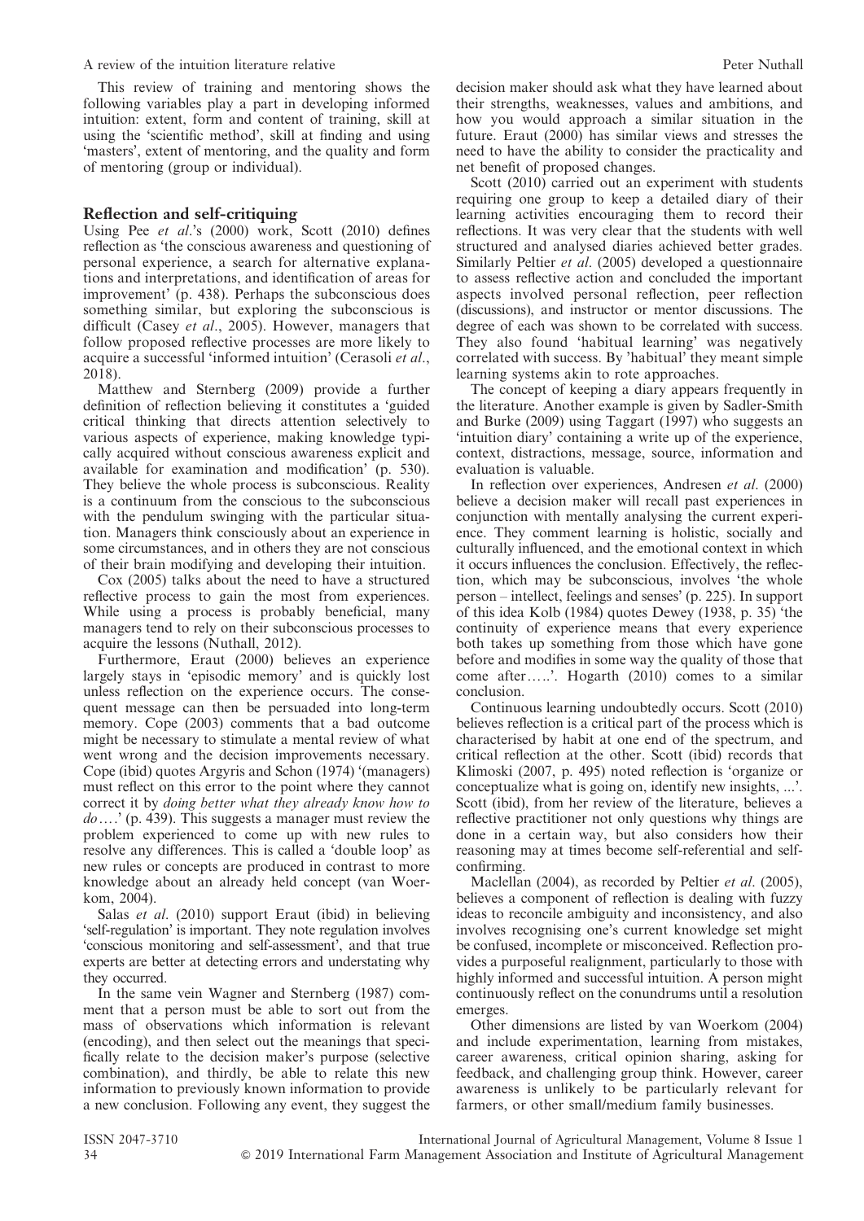This review of training and mentoring shows the following variables play a part in developing informed intuition: extent, form and content of training, skill at using the 'scientific method', skill at finding and using 'masters', extent of mentoring, and the quality and form of mentoring (group or individual).

## Reflection and self-critiquing

Using Pee *et al*.'s (2000) work, Scott (2010) defines reflection as 'the conscious awareness and questioning of personal experience, a search for alternative explanations and interpretations, and identification of areas for improvement' (p. 438). Perhaps the subconscious does something similar, but exploring the subconscious is difficult (Casey *et al*., 2005). However, managers that follow proposed reflective processes are more likely to acquire a successful 'informed intuition' (Cerasoli *et al*., 2018).

Matthew and Sternberg (2009) provide a further definition of reflection believing it constitutes a 'guided critical thinking that directs attention selectively to various aspects of experience, making knowledge typically acquired without conscious awareness explicit and available for examination and modification' (p. 530). They believe the whole process is subconscious. Reality is a continuum from the conscious to the subconscious with the pendulum swinging with the particular situation. Managers think consciously about an experience in some circumstances, and in others they are not conscious of their brain modifying and developing their intuition.

Cox (2005) talks about the need to have a structured reflective process to gain the most from experiences. While using a process is probably beneficial, many managers tend to rely on their subconscious processes to acquire the lessons (Nuthall, 2012).

Furthermore, Eraut (2000) believes an experience largely stays in 'episodic memory' and is quickly lost unless reflection on the experience occurs. The consequent message can then be persuaded into long-term memory. Cope (2003) comments that a bad outcome might be necessary to stimulate a mental review of what went wrong and the decision improvements necessary. Cope (ibid) quotes Argyris and Schon (1974) '(managers) must reflect on this error to the point where they cannot correct it by *doing better what they already know how to do*….' (p. 439). This suggests a manager must review the problem experienced to come up with new rules to resolve any differences. This is called a 'double loop' as new rules or concepts are produced in contrast to more knowledge about an already held concept (van Woerkom, 2004).

Salas *et al*. (2010) support Eraut (ibid) in believing 'self-regulation' is important. They note regulation involves 'conscious monitoring and self-assessment', and that true experts are better at detecting errors and understating why they occurred.

In the same vein Wagner and Sternberg (1987) comment that a person must be able to sort out from the mass of observations which information is relevant (encoding), and then select out the meanings that specifically relate to the decision maker's purpose (selective combination), and thirdly, be able to relate this new information to previously known information to provide a new conclusion. Following any event, they suggest the decision maker should ask what they have learned about their strengths, weaknesses, values and ambitions, and how you would approach a similar situation in the future. Eraut (2000) has similar views and stresses the need to have the ability to consider the practicality and net benefit of proposed changes.

Scott (2010) carried out an experiment with students requiring one group to keep a detailed diary of their learning activities encouraging them to record their reflections. It was very clear that the students with well structured and analysed diaries achieved better grades. Similarly Peltier *et al*. (2005) developed a questionnaire to assess reflective action and concluded the important aspects involved personal reflection, peer reflection (discussions), and instructor or mentor discussions. The degree of each was shown to be correlated with success. They also found 'habitual learning' was negatively correlated with success. By 'habitual' they meant simple learning systems akin to rote approaches.

The concept of keeping a diary appears frequently in the literature. Another example is given by Sadler-Smith and Burke (2009) using Taggart (1997) who suggests an 'intuition diary' containing a write up of the experience, context, distractions, message, source, information and evaluation is valuable.

In reflection over experiences, Andresen *et al*. (2000) believe a decision maker will recall past experiences in conjunction with mentally analysing the current experience. They comment learning is holistic, socially and culturally influenced, and the emotional context in which it occurs influences the conclusion. Effectively, the reflection, which may be subconscious, involves 'the whole person – intellect, feelings and senses' (p. 225). In support of this idea Kolb (1984) quotes Dewey (1938, p. 35) 'the continuity of experience means that every experience both takes up something from those which have gone before and modifies in some way the quality of those that come after…..'. Hogarth (2010) comes to a similar conclusion.

Continuous learning undoubtedly occurs. Scott (2010) believes reflection is a critical part of the process which is characterised by habit at one end of the spectrum, and critical reflection at the other. Scott (ibid) records that Klimoski (2007, p. 495) noted reflection is 'organize or conceptualize what is going on, identify new insights, ...'. Scott (ibid), from her review of the literature, believes a reflective practitioner not only questions why things are done in a certain way, but also considers how their reasoning may at times become self-referential and self-confirming.

Maclellan (2004), as recorded by Peltier *et al*. (2005), believes a component of reflection is dealing with fuzzy ideas to reconcile ambiguity and inconsistency, and also involves recognising one's current knowledge set might be confused, incomplete or misconceived. Reflection provides a purposeful realignment, particularly to those with highly informed and successful intuition. A person might continuously reflect on the conundrums until a resolution emerges.

Other dimensions are listed by van Woerkom (2004) and include experimentation, learning from mistakes, career awareness, critical opinion sharing, asking for feedback, and challenging group think. However, career awareness is unlikely to be particularly relevant for farmers, or other small/medium family businesses.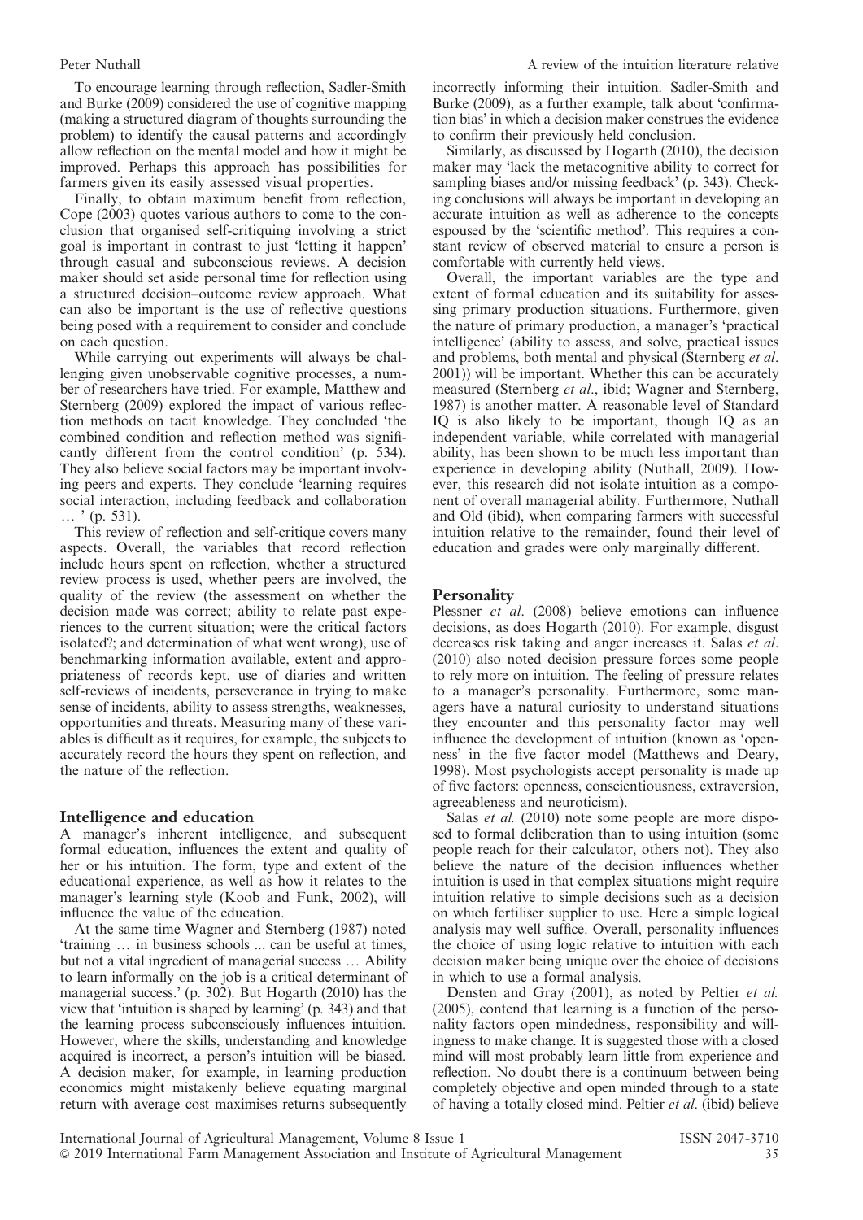To encourage learning through reflection, Sadler-Smith and Burke (2009) considered the use of cognitive mapping (making a structured diagram of thoughts surrounding the problem) to identify the causal patterns and accordingly allow reflection on the mental model and how it might be improved. Perhaps this approach has possibilities for farmers given its easily assessed visual properties.

Finally, to obtain maximum benefit from reflection, Cope (2003) quotes various authors to come to the conclusion that organised self-critiquing involving a strict goal is important in contrast to just 'letting it happen' through casual and subconscious reviews. A decision maker should set aside personal time for reflection using a structured decision–outcome review approach. What can also be important is the use of reflective questions being posed with a requirement to consider and conclude on each question.

While carrying out experiments will always be challenging given unobservable cognitive processes, a number of researchers have tried. For example, Matthew and Sternberg (2009) explored the impact of various reflection methods on tacit knowledge. They concluded 'the combined condition and reflection method was significantly different from the control condition' (p. 534). They also believe social factors may be important involving peers and experts. They conclude 'learning requires social interaction, including feedback and collaboration … ' (p. 531).

This review of reflection and self-critique covers many aspects. Overall, the variables that record reflection include hours spent on reflection, whether a structured review process is used, whether peers are involved, the quality of the review (the assessment on whether the decision made was correct; ability to relate past experiences to the current situation; were the critical factors isolated?; and determination of what went wrong), use of benchmarking information available, extent and appropriateness of records kept, use of diaries and written self-reviews of incidents, perseverance in trying to make sense of incidents, ability to assess strengths, weaknesses, opportunities and threats. Measuring many of these variables is difficult as it requires, for example, the subjects to accurately record the hours they spent on reflection, and the nature of the reflection.

## Intelligence and education

A manager's inherent intelligence, and subsequent formal education, influences the extent and quality of her or his intuition. The form, type and extent of the educational experience, as well as how it relates to the manager's learning style (Koob and Funk, 2002), will influence the value of the education.

At the same time Wagner and Sternberg (1987) noted 'training … in business schools ... can be useful at times, but not a vital ingredient of managerial success … Ability to learn informally on the job is a critical determinant of managerial success.' (p. 302). But Hogarth (2010) has the view that 'intuition is shaped by learning' (p. 343) and that the learning process subconsciously influences intuition. However, where the skills, understanding and knowledge acquired is incorrect, a person's intuition will be biased. A decision maker, for example, in learning production economics might mistakenly believe equating marginal return with average cost maximises returns subsequently incorrectly informing their intuition. Sadler-Smith and Burke (2009), as a further example, talk about 'confirmation bias' in which a decision maker construes the evidence to confirm their previously held conclusion.

Similarly, as discussed by Hogarth (2010), the decision maker may 'lack the metacognitive ability to correct for sampling biases and/or missing feedback' (p. 343). Checking conclusions will always be important in developing an accurate intuition as well as adherence to the concepts espoused by the 'scientific method'. This requires a constant review of observed material to ensure a person is comfortable with currently held views.

Overall, the important variables are the type and extent of formal education and its suitability for assessing primary production situations. Furthermore, given the nature of primary production, a manager's 'practical intelligence' (ability to assess, and solve, practical issues and problems, both mental and physical (Sternberg *et al*. 2001)) will be important. Whether this can be accurately measured (Sternberg *et al*., ibid; Wagner and Sternberg, 1987) is another matter. A reasonable level of Standard IQ is also likely to be important, though IQ as an independent variable, while correlated with managerial ability, has been shown to be much less important than experience in developing ability (Nuthall, 2009). However, this research did not isolate intuition as a component of overall managerial ability. Furthermore, Nuthall and Old (ibid), when comparing farmers with successful intuition relative to the remainder, found their level of education and grades were only marginally different.

## Personality

Plessner *et al*. (2008) believe emotions can influence decisions, as does Hogarth (2010). For example, disgust decreases risk taking and anger increases it. Salas *et al*. (2010) also noted decision pressure forces some people to rely more on intuition. The feeling of pressure relates to a manager's personality. Furthermore, some managers have a natural curiosity to understand situations they encounter and this personality factor may well influence the development of intuition (known as 'openness' in the five factor model (Matthews and Deary, 1998). Most psychologists accept personality is made up of five factors: openness, conscientiousness, extraversion, agreeableness and neuroticism).

Salas *et al.* (2010) note some people are more disposed to formal deliberation than to using intuition (some people reach for their calculator, others not). They also believe the nature of the decision influences whether intuition is used in that complex situations might require intuition relative to simple decisions such as a decision on which fertiliser supplier to use. Here a simple logical analysis may well suffice. Overall, personality influences the choice of using logic relative to intuition with each decision maker being unique over the choice of decisions in which to use a formal analysis.

Densten and Gray (2001), as noted by Peltier *et al.* (2005), contend that learning is a function of the personality factors open mindedness, responsibility and willingness to make change. It is suggested those with a closed mind will most probably learn little from experience and reflection. No doubt there is a continuum between being completely objective and open minded through to a state of having a totally closed mind. Peltier *et al*. (ibid) believe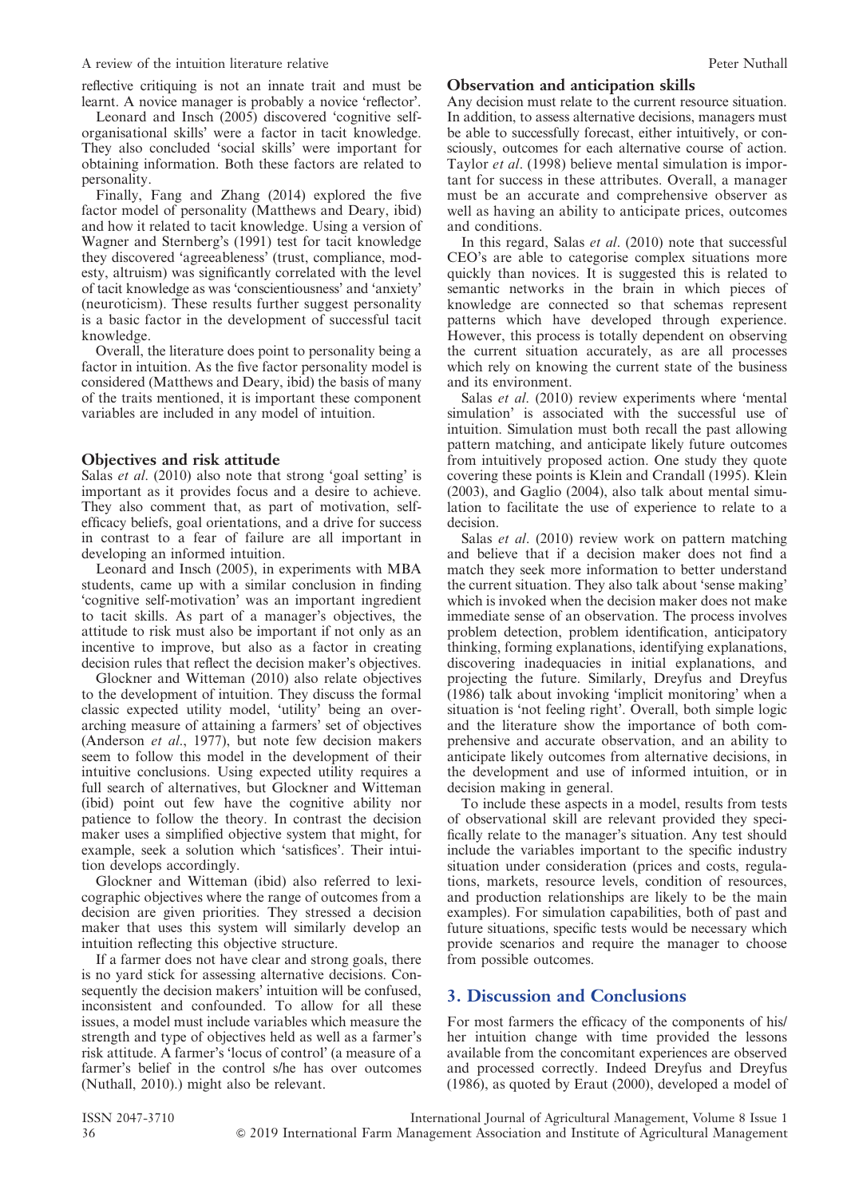reflective critiquing is not an innate trait and must be learnt. A novice manager is probably a novice 'reflector'.

Leonard and Insch (2005) discovered 'cognitive self-organisational skills' were a factor in tacit knowledge. They also concluded 'social skills' were important for obtaining information. Both these factors are related to personality.

Finally, Fang and Zhang (2014) explored the five factor model of personality (Matthews and Deary, ibid) and how it related to tacit knowledge. Using a version of Wagner and Sternberg's (1991) test for tacit knowledge they discovered 'agreeableness' (trust, compliance, modesty, altruism) was significantly correlated with the level of tacit knowledge as was 'conscientiousness' and 'anxiety' (neuroticism). These results further suggest personality is a basic factor in the development of successful tacit knowledge.

Overall, the literature does point to personality being a factor in intuition. As the five factor personality model is considered (Matthews and Deary, ibid) the basis of many of the traits mentioned, it is important these component variables are included in any model of intuition.

### Objectives and risk attitude

Salas *et al*. (2010) also note that strong 'goal setting' is important as it provides focus and a desire to achieve. They also comment that, as part of motivation, self-efficacy beliefs, goal orientations, and a drive for success in contrast to a fear of failure are all important in developing an informed intuition.

Leonard and Insch (2005), in experiments with MBA students, came up with a similar conclusion in finding 'cognitive self-motivation' was an important ingredient to tacit skills. As part of a manager's objectives, the attitude to risk must also be important if not only as an incentive to improve, but also as a factor in creating decision rules that reflect the decision maker's objectives.

Glockner and Witteman (2010) also relate objectives to the development of intuition. They discuss the formal classic expected utility model, 'utility' being an over-arching measure of attaining a farmers' set of objectives (Anderson *et al*., 1977), but note few decision makers seem to follow this model in the development of their intuitive conclusions. Using expected utility requires a full search of alternatives, but Glockner and Witteman (ibid) point out few have the cognitive ability nor patience to follow the theory. In contrast the decision maker uses a simplified objective system that might, for example, seek a solution which 'satisfices'. Their intuition develops accordingly.

Glockner and Witteman (ibid) also referred to lexicographic objectives where the range of outcomes from a decision are given priorities. They stressed a decision maker that uses this system will similarly develop an intuition reflecting this objective structure.

If a farmer does not have clear and strong goals, there is no yard stick for assessing alternative decisions. Consequently the decision makers' intuition will be confused, inconsistent and confounded. To allow for all these issues, a model must include variables which measure the strength and type of objectives held as well as a farmer's risk attitude. A farmer's 'locus of control' (a measure of a farmer's belief in the control s/he has over outcomes (Nuthall, 2010).) might also be relevant.

### Observation and anticipation skills

Any decision must relate to the current resource situation. In addition, to assess alternative decisions, managers must be able to successfully forecast, either intuitively, or consciously, outcomes for each alternative course of action. Taylor *et al*. (1998) believe mental simulation is important for success in these attributes. Overall, a manager must be an accurate and comprehensive observer as well as having an ability to anticipate prices, outcomes and conditions.

In this regard, Salas *et al*. (2010) note that successful CEO's are able to categorise complex situations more quickly than novices. It is suggested this is related to semantic networks in the brain in which pieces of knowledge are connected so that schemas represent patterns which have developed through experience. However, this process is totally dependent on observing the current situation accurately, as are all processes which rely on knowing the current state of the business and its environment.

Salas *et al*. (2010) review experiments where 'mental simulation' is associated with the successful use of intuition. Simulation must both recall the past allowing pattern matching, and anticipate likely future outcomes from intuitively proposed action. One study they quote covering these points is Klein and Crandall (1995). Klein (2003), and Gaglio (2004), also talk about mental simulation to facilitate the use of experience to relate to a decision.

Salas *et al*. (2010) review work on pattern matching and believe that if a decision maker does not find a match they seek more information to better understand the current situation. They also talk about 'sense making' which is invoked when the decision maker does not make immediate sense of an observation. The process involves problem detection, problem identification, anticipatory thinking, forming explanations, identifying explanations, discovering inadequacies in initial explanations, and projecting the future. Similarly, Dreyfus and Dreyfus (1986) talk about invoking 'implicit monitoring' when a situation is 'not feeling right'. Overall, both simple logic and the literature show the importance of both comprehensive and accurate observation, and an ability to anticipate likely outcomes from alternative decisions, in the development and use of informed intuition, or in decision making in general.

To include these aspects in a model, results from tests of observational skill are relevant provided they specifically relate to the manager's situation. Any test should include the variables important to the specific industry situation under consideration (prices and costs, regulations, markets, resource levels, condition of resources, and production relationships are likely to be the main examples). For simulation capabilities, both of past and future situations, specific tests would be necessary which provide scenarios and require the manager to choose from possible outcomes.

## 3. Discussion and Conclusions

For most farmers the efficacy of the components of his/her intuition change with time provided the lessons available from the concomitant experiences are observed and processed correctly. Indeed Dreyfus and Dreyfus (1986), as quoted by Eraut (2000), developed a model of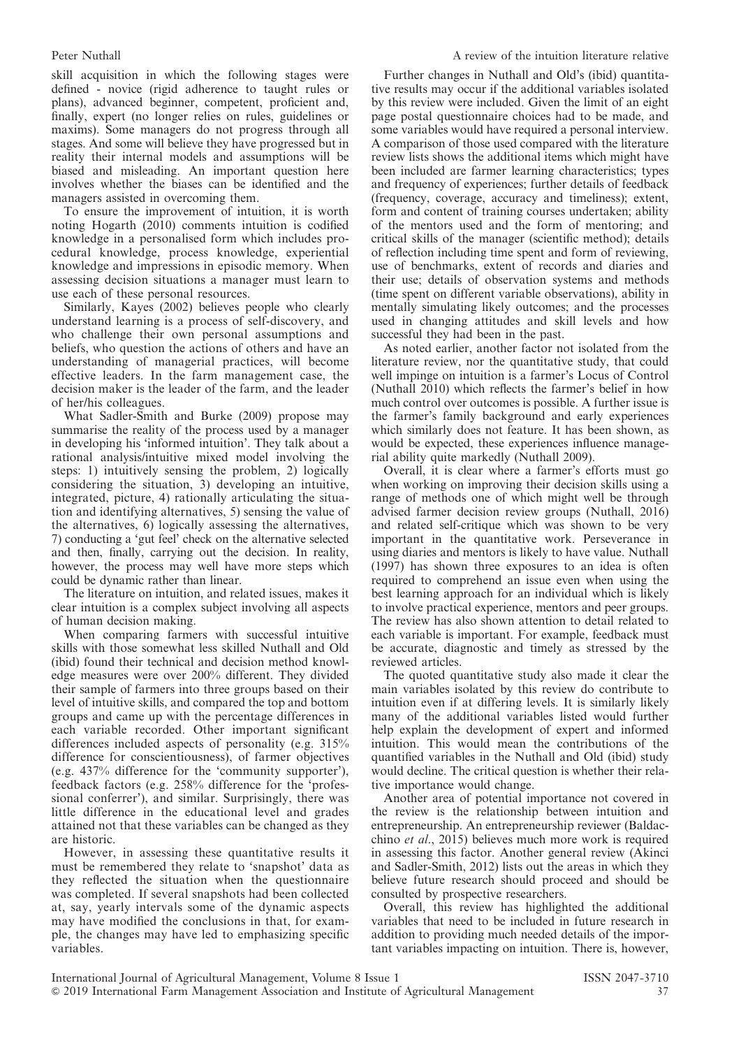skill acquisition in which the following stages were defined - novice (rigid adherence to taught rules or plans), advanced beginner, competent, proficient and, finally, expert (no longer relies on rules, guidelines or maxims). Some managers do not progress through all stages. And some will believe they have progressed but in reality their internal models and assumptions will be biased and misleading. An important question here involves whether the biases can be identified and the managers assisted in overcoming them.

To ensure the improvement of intuition, it is worth noting Hogarth (2010) comments intuition is codified knowledge in a personalised form which includes procedural knowledge, process knowledge, experiential knowledge and impressions in episodic memory. When assessing decision situations a manager must learn to use each of these personal resources.

Similarly, Kayes (2002) believes people who clearly understand learning is a process of self-discovery, and who challenge their own personal assumptions and beliefs, who question the actions of others and have an understanding of managerial practices, will become effective leaders. In the farm management case, the decision maker is the leader of the farm, and the leader of her/his colleagues.

What Sadler-Smith and Burke (2009) propose may summarise the reality of the process used by a manager in developing his 'informed intuition'. They talk about a rational analysis/intuitive mixed model involving the steps: 1) intuitively sensing the problem, 2) logically considering the situation, 3) developing an intuitive, integrated, picture, 4) rationally articulating the situation and identifying alternatives, 5) sensing the value of the alternatives, 6) logically assessing the alternatives, 7) conducting a 'gut feel' check on the alternative selected and then, finally, carrying out the decision. In reality, however, the process may well have more steps which could be dynamic rather than linear.

The literature on intuition, and related issues, makes it clear intuition is a complex subject involving all aspects of human decision making.

When comparing farmers with successful intuitive skills with those somewhat less skilled Nuthall and Old (ibid) found their technical and decision method knowledge measures were over 200% different. They divided their sample of farmers into three groups based on their level of intuitive skills, and compared the top and bottom groups and came up with the percentage differences in each variable recorded. Other important significant differences included aspects of personality (e.g. 315% difference for conscientiousness), of farmer objectives (e.g. 437% difference for the 'community supporter'), feedback factors (e.g. 258% difference for the 'professional conferrer'), and similar. Surprisingly, there was little difference in the educational level and grades attained not that these variables can be changed as they are historic.

However, in assessing these quantitative results it must be remembered they relate to 'snapshot' data as they reflected the situation when the questionnaire was completed. If several snapshots had been collected at, say, yearly intervals some of the dynamic aspects may have modified the conclusions in that, for example, the changes may have led to emphasizing specific variables.

Further changes in Nuthall and Old's (ibid) quantitative results may occur if the additional variables isolated by this review were included. Given the limit of an eight page postal questionnaire choices had to be made, and some variables would have required a personal interview. A comparison of those used compared with the literature review lists shows the additional items which might have been included are farmer learning characteristics; types and frequency of experiences; further details of feedback (frequency, coverage, accuracy and timeliness); extent, form and content of training courses undertaken; ability of the mentors used and the form of mentoring; and critical skills of the manager (scientific method); details of reflection including time spent and form of reviewing, use of benchmarks, extent of records and diaries and their use; details of observation systems and methods (time spent on different variable observations), ability in mentally simulating likely outcomes; and the processes used in changing attitudes and skill levels and how successful they had been in the past.

As noted earlier, another factor not isolated from the literature review, nor the quantitative study, that could well impinge on intuition is a farmer's Locus of Control (Nuthall 2010) which reflects the farmer's belief in how much control over outcomes is possible. A further issue is the farmer's family background and early experiences which similarly does not feature. It has been shown, as would be expected, these experiences influence managerial ability quite markedly (Nuthall 2009).

Overall, it is clear where a farmer's efforts must go when working on improving their decision skills using a range of methods one of which might well be through advised farmer decision review groups (Nuthall, 2016) and related self-critique which was shown to be very important in the quantitative work. Perseverance in using diaries and mentors is likely to have value. Nuthall (1997) has shown three exposures to an idea is often required to comprehend an issue even when using the best learning approach for an individual which is likely to involve practical experience, mentors and peer groups. The review has also shown attention to detail related to each variable is important. For example, feedback must be accurate, diagnostic and timely as stressed by the reviewed articles.

The quoted quantitative study also made it clear the main variables isolated by this review do contribute to intuition even if at differing levels. It is similarly likely many of the additional variables listed would further help explain the development of expert and informed intuition. This would mean the contributions of the quantified variables in the Nuthall and Old (ibid) study would decline. The critical question is whether their relative importance would change.

Another area of potential importance not covered in the review is the relationship between intuition and entrepreneurship. An entrepreneurship reviewer (Baldacchino *et al.*, 2015) believes much more work is required in assessing this factor. Another general review (Akinci and Sadler-Smith, 2012) lists out the areas in which they believe future research should proceed and should be consulted by prospective researchers.

Overall, this review has highlighted the additional variables that need to be included in future research in addition to providing much needed details of the important variables impacting on intuition. There is, however,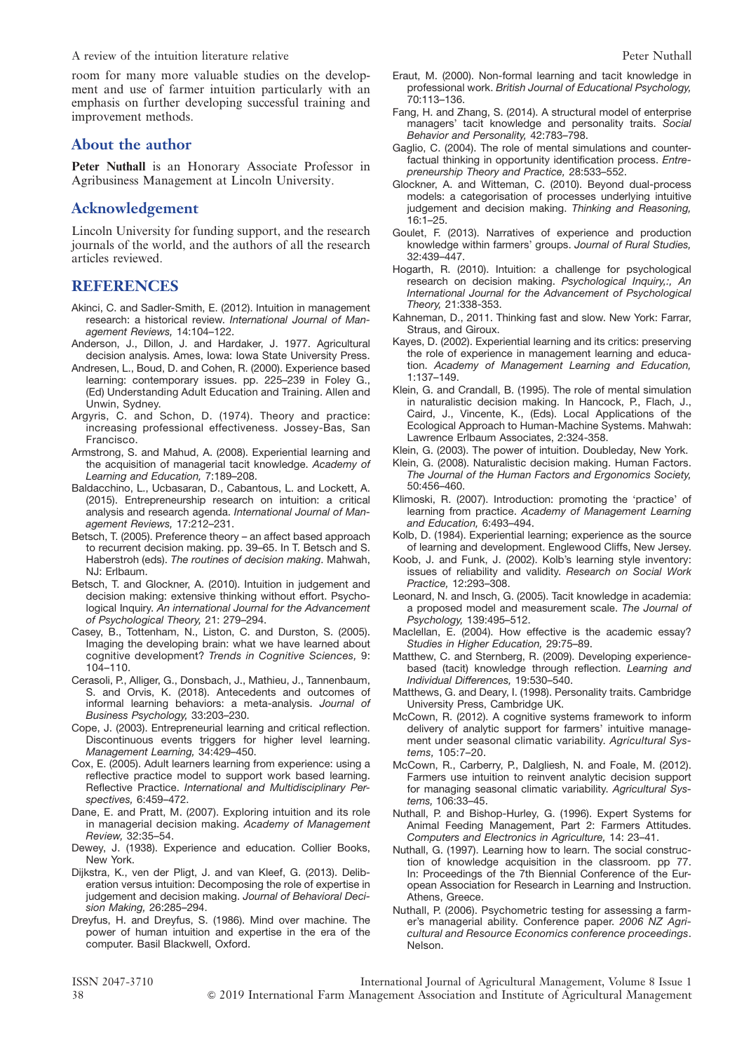room for many more valuable studies on the development and use of farmer intuition particularly with an emphasis on further developing successful training and improvement methods.

## About the author

**Peter Nuthall** is an Honorary Associate Professor in Agribusiness Management at Lincoln University.

## Acknowledgement

Lincoln University for funding support, and the research journals of the world, and the authors of all the research articles reviewed.

## REFERENCES

Akinci, C. and Sadler-Smith, E. (2012). Intuition in management research: a historical review. *International Journal of Management Reviews,* 14:104–122.

Anderson, J., Dillon, J. and Hardaker, J. 1977. Agricultural decision analysis. Ames, Iowa: Iowa State University Press.

Andresen, L., Boud, D. and Cohen, R. (2000). Experience based learning: contemporary issues. pp. 225–239 in Foley G., (Ed) Understanding Adult Education and Training. Allen and Unwin, Sydney.

Argyris, C. and Schon, D. (1974). Theory and practice: increasing professional effectiveness. Jossey-Bas, San Francisco.

Armstrong, S. and Mahud, A. (2008). Experiential learning and the acquisition of managerial tacit knowledge. *Academy of Learning and Education,* 7:189–208.

Baldacchino, L., Ucbasaran, D., Cabantous, L. and Lockett, A. (2015). Entrepreneurship research on intuition: a critical analysis and research agenda. *International Journal of Management Reviews,* 17:212–231.

Betsch, T. (2005). Preference theory – an affect based approach to recurrent decision making. pp. 39–65. In T. Betsch and S. Haberstroh (eds). *The routines of decision making*. Mahwah, NJ: Erlbaum.

Betsch, T. and Glockner, A. (2010). Intuition in judgement and decision making: extensive thinking without effort. Psychological Inquiry. *An international Journal for the Advancement of Psychological Theory,* 21: 279–294.

Casey, B., Tottenham, N., Liston, C. and Durston, S. (2005). Imaging the developing brain: what we have learned about cognitive development? *Trends in Cognitive Sciences,* 9: 104–110.

Cerasoli, P., Alliger, G., Donsbach, J., Mathieu, J., Tannenbaum, S. and Orvis, K. (2018). Antecedents and outcomes of informal learning behaviors: a meta-analysis. *Journal of Business Psychology,* 33:203–230.

Cope, J. (2003). Entrepreneurial learning and critical reflection. Discontinuous events triggers for higher level learning. *Management Learning,* 34:429–450.

Cox, E. (2005). Adult learners learning from experience: using a reflective practice model to support work based learning. Reflective Practice. *International and Multidisciplinary Perspectives,* 6:459–472.

Dane, E. and Pratt, M. (2007). Exploring intuition and its role in managerial decision making. *Academy of Management Review,* 32:35–54.

Dewey, J. (1938). Experience and education. Collier Books, New York.

Dijkstra, K., ven der Pligt, J. and van Kleef, G. (2013). Deliberation versus intuition: Decomposing the role of expertise in judgement and decision making. *Journal of Behavioral Decision Making,* 26:285–294.

Dreyfus, H. and Dreyfus, S. (1986). Mind over machine. The power of human intuition and expertise in the era of the computer. Basil Blackwell, Oxford.

Eraut, M. (2000). Non-formal learning and tacit knowledge in professional work. *British Journal of Educational Psychology,* 70:113–136.

Fang, H. and Zhang, S. (2014). A structural model of enterprise managers' tacit knowledge and personality traits. *Social Behavior and Personality,* 42:783–798.

Gaglio, C. (2004). The role of mental simulations and counterfactual thinking in opportunity identification process. *Entrepreneurship Theory and Practice,* 28:533–552.

Glockner, A. and Witteman, C. (2010). Beyond dual-process models: a categorisation of processes underlying intuitive judgement and decision making. *Thinking and Reasoning,* 16:1–25.

Goulet, F. (2013). Narratives of experience and production knowledge within farmers' groups. *Journal of Rural Studies,* 32:439–447.

Hogarth, R. (2010). Intuition: a challenge for psychological research on decision making. *Psychological Inquiry,:, An International Journal for the Advancement of Psychological Theory,* 21:338-353.

Kahneman, D., 2011. Thinking fast and slow. New York: Farrar, Straus, and Giroux.

Kayes, D. (2002). Experiential learning and its critics: preserving the role of experience in management learning and education. *Academy of Management Learning and Education,* 1:137–149.

Klein, G. and Crandall, B. (1995). The role of mental simulation in naturalistic decision making. In Hancock, P., Flach, J., Caird, J., Vincente, K., (Eds). Local Applications of the Ecological Approach to Human-Machine Systems. Mahwah: Lawrence Erlbaum Associates, 2:324-358.

Klein, G. (2003). The power of intuition. Doubleday, New York.

Klein, G. (2008). Naturalistic decision making. Human Factors. *The Journal of the Human Factors and Ergonomics Society,* 50:456–460.

Klimoski, R. (2007). Introduction: promoting the 'practice' of learning from practice. *Academy of Management Learning and Education,* 6:493–494.

Kolb, D. (1984). Experiential learning; experience as the source of learning and development. Englewood Cliffs, New Jersey.

Koob, J. and Funk, J. (2002). Kolb's learning style inventory: issues of reliability and validity. *Research on Social Work Practice,* 12:293–308.

Leonard, N. and Insch, G. (2005). Tacit knowledge in academia: a proposed model and measurement scale. *The Journal of Psychology,* 139:495–512.

Maclellan, E. (2004). How effective is the academic essay? *Studies in Higher Education,* 29:75–89.

Matthew, C. and Sternberg, R. (2009). Developing experience-based (tacit) knowledge through reflection. *Learning and Individual Differences,* 19:530–540.

Matthews, G. and Deary, I. (1998). Personality traits. Cambridge University Press, Cambridge UK.

McCown, R. (2012). A cognitive systems framework to inform delivery of analytic support for farmers' intuitive management under seasonal climatic variability. *Agricultural Systems,* 105:7–20.

McCown, R., Carberry, P., Dalgliesh, N. and Foale, M. (2012). Farmers use intuition to reinvent analytic decision support for managing seasonal climatic variability. *Agricultural Systems,* 106:33–45.

Nuthall, P. and Bishop-Hurley, G. (1996). Expert Systems for Animal Feeding Management, Part 2: Farmers Attitudes. *Computers and Electronics in Agriculture,* 14: 23–41.

Nuthall, G. (1997). Learning how to learn. The social construction of knowledge acquisition in the classroom. pp 77. In: Proceedings of the 7th Biennial Conference of the European Association for Research in Learning and Instruction. Athens, Greece.

Nuthall, P. (2006). Psychometric testing for assessing a farmer's managerial ability. Conference paper. *2006 NZ Agricultural and Resource Economics conference proceedings*. Nelson.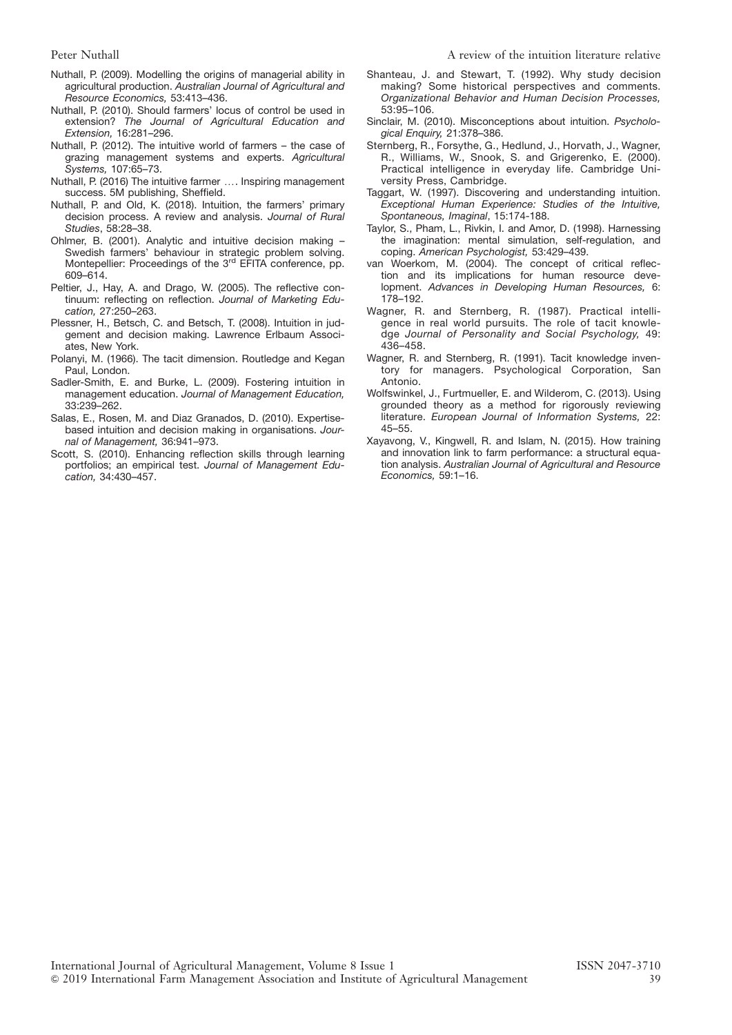Nuthall, P. (2009). Modelling the origins of managerial ability in agricultural production. *Australian Journal of Agricultural and Resource Economics,* 53:413–436.

Nuthall, P. (2010). Should farmers' locus of control be used in extension? *The Journal of Agricultural Education and Extension,* 16:281–296.

Nuthall, P. (2012). The intuitive world of farmers – the case of grazing management systems and experts. *Agricultural Systems,* 107:65–73.

Nuthall, P. (2016) The intuitive farmer …. Inspiring management success. 5M publishing, Sheffield.

Nuthall, P. and Old, K. (2018). Intuition, the farmers' primary decision process. A review and analysis. *Journal of Rural Studies*, 58:28–38.

Ohlmer, B. (2001). Analytic and intuitive decision making – Swedish farmers' behaviour in strategic problem solving. Montepellier: Proceedings of the 3rd EFITA conference, pp. 609–614.

Peltier, J., Hay, A. and Drago, W. (2005). The reflective continuum: reflecting on reflection. *Journal of Marketing Education,* 27:250–263.

Plessner, H., Betsch, C. and Betsch, T. (2008). Intuition in judgement and decision making. Lawrence Erlbaum Associates, New York.

Polanyi, M. (1966). The tacit dimension. Routledge and Kegan Paul, London.

Sadler-Smith, E. and Burke, L. (2009). Fostering intuition in management education. *Journal of Management Education,* 33:239–262.

Salas, E., Rosen, M. and Diaz Granados, D. (2010). Expertise-based intuition and decision making in organisations. *Journal of Management,* 36:941–973.

Scott, S. (2010). Enhancing reflection skills through learning portfolios; an empirical test. *Journal of Management Education,* 34:430–457.

Shanteau, J. and Stewart, T. (1992). Why study decision making? Some historical perspectives and comments. *Organizational Behavior and Human Decision Processes,* 53:95–106.

Sinclair, M. (2010). Misconceptions about intuition. *Psychological Enquiry,* 21:378–386.

Sternberg, R., Forsythe, G., Hedlund, J., Horvath, J., Wagner, R., Williams, W., Snook, S. and Grigerenko, E. (2000). Practical intelligence in everyday life. Cambridge University Press, Cambridge.

Taggart, W. (1997). Discovering and understanding intuition. *Exceptional Human Experience: Studies of the Intuitive, Spontaneous, Imaginal*, 15:174-188.

Taylor, S., Pham, L., Rivkin, I. and Amor, D. (1998). Harnessing the imagination: mental simulation, self-regulation, and coping. *American Psychologist,* 53:429–439.

van Woerkom, M. (2004). The concept of critical reflection and its implications for human resource development. *Advances in Developing Human Resources,* 6: 178–192.

Wagner, R. and Sternberg, R. (1987). Practical intelligence in real world pursuits. The role of tacit knowledge *Journal of Personality and Social Psychology,* 49: 436–458.

Wagner, R. and Sternberg, R. (1991). Tacit knowledge inventory for managers. Psychological Corporation, San Antonio.

Wolfswinkel, J., Furtmueller, E. and Wilderom, C. (2013). Using grounded theory as a method for rigorously reviewing literature. *European Journal of Information Systems,* 22: 45–55.

Xayavong, V., Kingwell, R. and Islam, N. (2015). How training and innovation link to farm performance: a structural equation analysis. *Australian Journal of Agricultural and Resource Economics,* 59:1–16.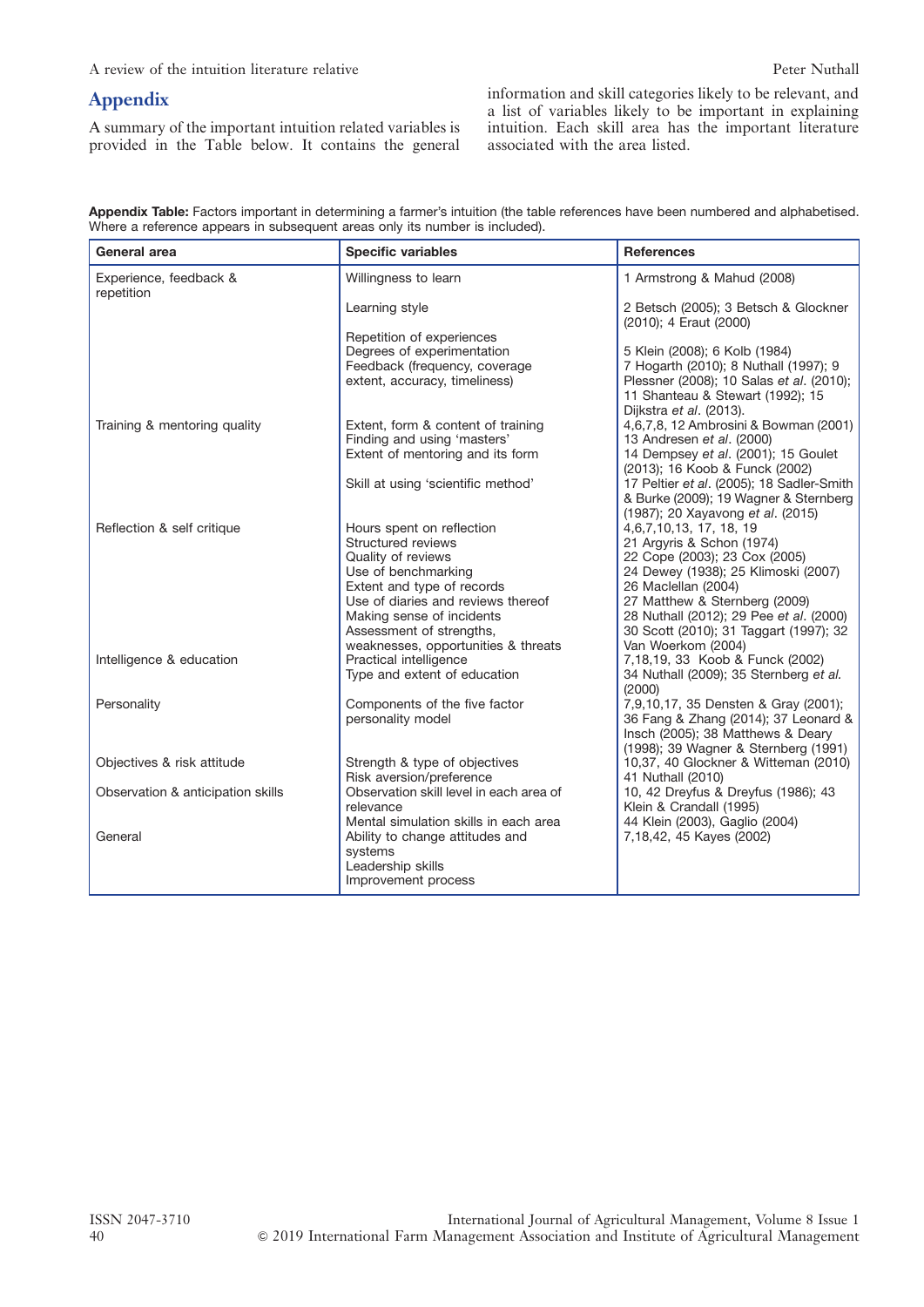## Appendix

A summary of the important intuition related variables is provided in the Table below. It contains the general information and skill categories likely to be relevant, and a list of variables likely to be important in explaining intuition. Each skill area has the important literature associated with the area listed.

**Appendix Table:** Factors important in determining a farmer's intuition (the table references have been numbered and alphabetised. Where a reference appears in subsequent areas only its number is included).

| General area | Specific variables | References |
|---|---|---|
| Experience, feedback & repetition | Willingness to learn | 1 Armstrong & Mahud (2008) |
| | Learning style | 2 Betsch (2005); 3 Betsch & Glockner (2010); 4 Eraut (2000) |
| | Repetition of experiences<br>Degrees of experimentation<br>Feedback (frequency, coverage extent, accuracy, timeliness) | 5 Klein (2008); 6 Kolb (1984)<br>7 Hogarth (2010); 8 Nuthall (1997); 9 Plessner (2008); 10 Salas *et al*. (2010); 11 Shanteau & Stewart (1992); 15 Dijkstra *et al*. (2013). |
| Training & mentoring quality | Extent, form & content of training<br>Finding and using 'masters'<br>Extent of mentoring and its form | 4,6,7,8, 12 Ambrosini & Bowman (2001)<br>13 Andresen *et al*. (2000)<br>14 Dempsey *et al*. (2001); 15 Goulet (2013); 16 Koob & Funck (2002) |
| | Skill at using 'scientific method' | 17 Peltier *et al*. (2005); 18 Sadler-Smith & Burke (2009); 19 Wagner & Sternberg (1987); 20 Xayavong *et al*. (2015) |
| Reflection & self critique | Hours spent on reflection<br>Structured reviews<br>Quality of reviews<br>Use of benchmarking<br>Extent and type of records<br>Use of diaries and reviews thereof<br>Making sense of incidents<br>Assessment of strengths, weaknesses, opportunities & threats | 4,6,7,10,13, 17, 18, 19<br>21 Argyris & Schon (1974)<br>22 Cope (2003); 23 Cox (2005)<br>24 Dewey (1938); 25 Klimoski (2007)<br>26 Maclellan (2004)<br>27 Matthew & Sternberg (2009)<br>28 Nuthall (2012); 29 Pee *et al*. (2000)<br>30 Scott (2010); 31 Taggart (1997); 32 Van Woerkom (2004) |
| Intelligence & education | Practical intelligence<br>Type and extent of education | 7,18,19, 33 Koob & Funck (2002)<br>34 Nuthall (2009); 35 Sternberg *et al.* (2000) |
| Personality | Components of the five factor personality model | 7,9,10,17, 35 Densten & Gray (2001); 36 Fang & Zhang (2014); 37 Leonard & Insch (2005); 38 Matthews & Deary (1998); 39 Wagner & Sternberg (1991) |
| Objectives & risk attitude | Strength & type of objectives<br>Risk aversion/preference | 10,37, 40 Glockner & Witteman (2010)<br>41 Nuthall (2010) |
| Observation & anticipation skills | Observation skill level in each area of relevance<br>Mental simulation skills in each area | 10, 42 Dreyfus & Dreyfus (1986); 43 Klein & Crandall (1995)<br>44 Klein (2003), Gaglio (2004) |
| General | Ability to change attitudes and systems<br>Leadership skills<br>Improvement process | 7,18,42, 45 Kayes (2002) |